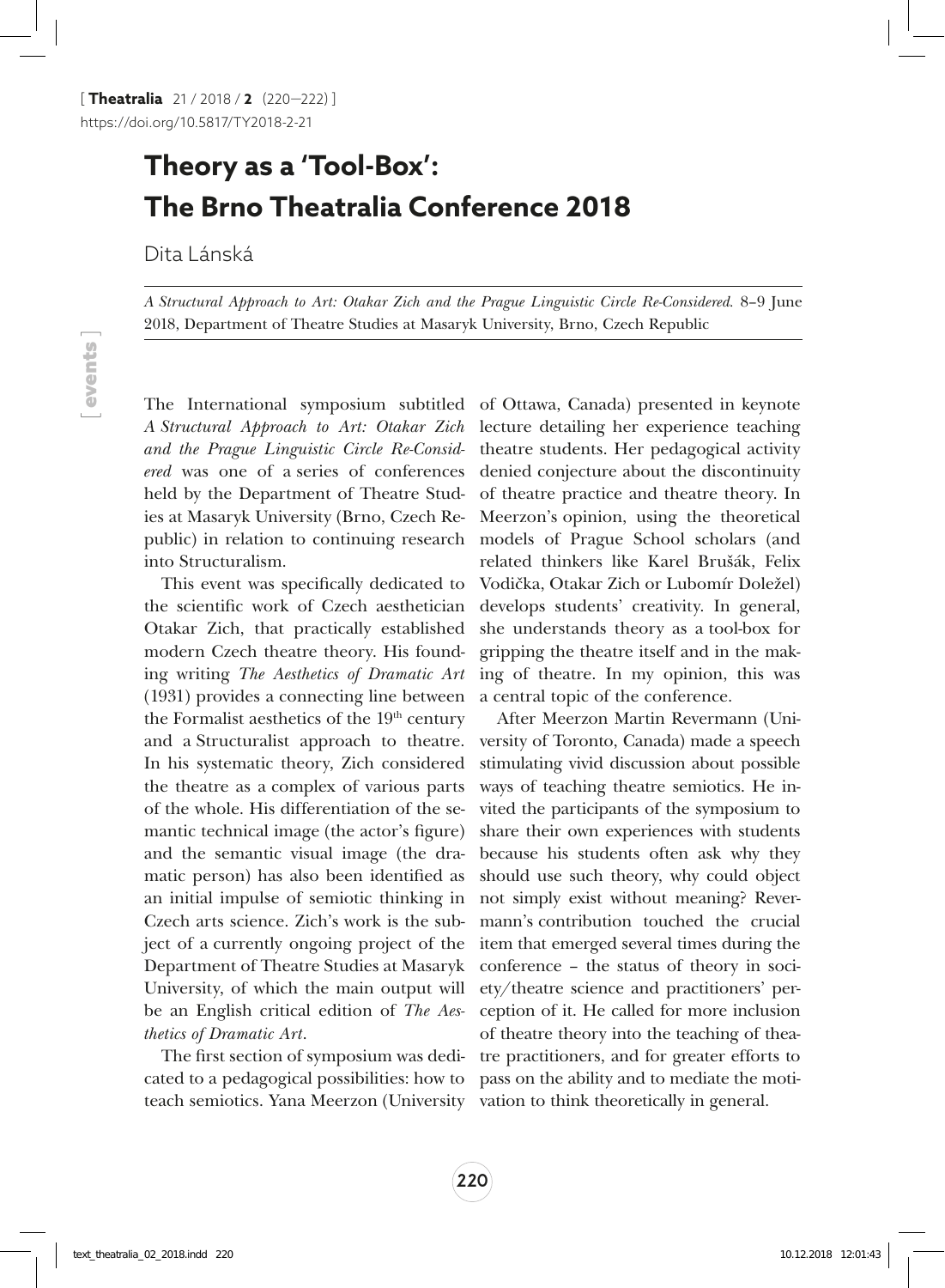# Theory as a 'Tool-Box': The Brno Theatralia Conference 2018

Dita Lánská

*A Structural Approach to Art: Otakar Zich and the Prague Linguistic Circle Re-Considered*. 8–9 June 2018, Department of Theatre Studies at Masaryk University, Brno, Czech Republic

The International symposium subtitled *A Structural Approach to Art: Otakar Zich and the Prague Linguistic Circle Re-Considered* was one of a series of conferences held by the Department of Theatre Studies at Masaryk University (Brno, Czech Republic) in relation to continuing research into Structuralism.

This event was specifically dedicated to the scientific work of Czech aesthetician Otakar Zich, that practically established modern Czech theatre theory. His founding writing *The Aesthetics of Dramatic Art* (1931) provides a connecting line between the Formalist aesthetics of the 19th century and a Structuralist approach to theatre. In his systematic theory, Zich considered the theatre as a complex of various parts of the whole. His differentiation of the semantic technical image (the actor's figure) and the semantic visual image (the dramatic person) has also been identified as an initial impulse of semiotic thinking in Czech arts science. Zich's work is the subject of a currently ongoing project of the Department of Theatre Studies at Masaryk University, of which the main output will be an English critical edition of *The Aesthetics of Dramatic Art*.

The first section of symposium was dedicated to a pedagogical possibilities: how to teach semiotics. Yana Meerzon (University of Ottawa, Canada) presented in keynote lecture detailing her experience teaching theatre students. Her pedagogical activity denied conjecture about the discontinuity of theatre practice and theatre theory. In Meerzon's opinion, using the theoretical models of Prague School scholars (and related thinkers like Karel Brušák, Felix Vodička, Otakar Zich or Lubomír Doležel) develops students' creativity. In general, she understands theory as a tool-box for gripping the theatre itself and in the making of theatre. In my opinion, this was a central topic of the conference.

After Meerzon Martin Revermann (University of Toronto, Canada) made a speech stimulating vivid discussion about possible ways of teaching theatre semiotics. He invited the participants of the symposium to share their own experiences with students because his students often ask why they should use such theory, why could object not simply exist without meaning? Revermann's contribution touched the crucial item that emerged several times during the conference – the status of theory in society/theatre science and practitioners' perception of it. He called for more inclusion of theatre theory into the teaching of theatre practitioners, and for greater efforts to pass on the ability and to mediate the motivation to think theoretically in general.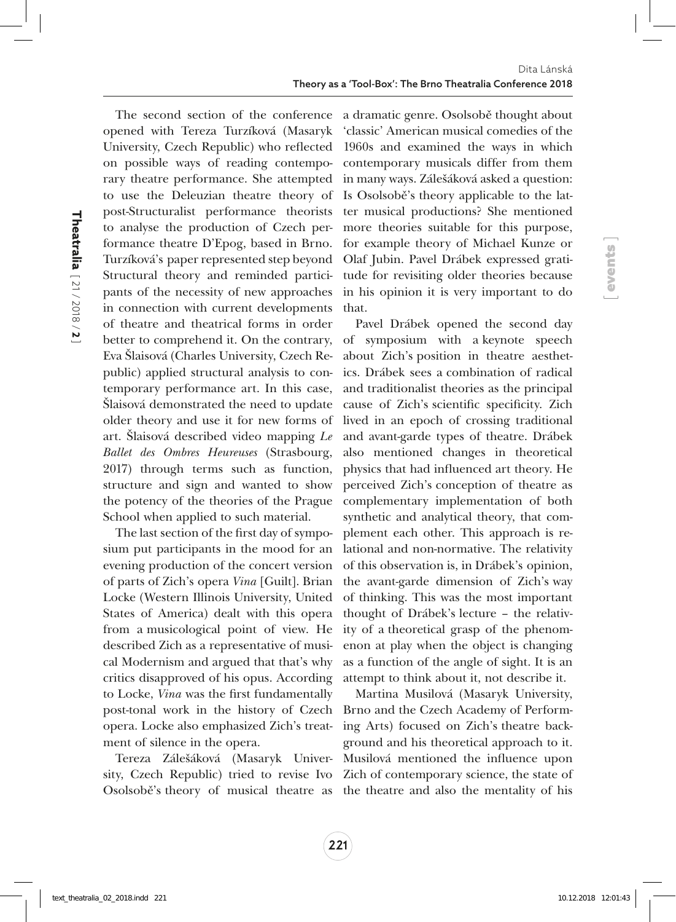The second section of the conference opened with Tereza Turzíková (Masaryk University, Czech Republic) who reflected on possible ways of reading contemporary theatre performance. She attempted to use the Deleuzian theatre theory of post-Structuralist performance theorists to analyse the production of Czech performance theatre D'Epog, based in Brno. Turzíková's paper represented step beyond Structural theory and reminded participants of the necessity of new approaches in connection with current developments of theatre and theatrical forms in order better to comprehend it. On the contrary, Eva Šlaisová (Charles University, Czech Republic) applied structural analysis to contemporary performance art. In this case, Šlaisová demonstrated the need to update older theory and use it for new forms of art. Šlaisová described video mapping *Le Ballet des Ombres Heureuses* (Strasbourg, 2017) through terms such as function, structure and sign and wanted to show the potency of the theories of the Prague School when applied to such material.

The last section of the first day of symposium put participants in the mood for an evening production of the concert version of parts of Zich's opera *Vina* [Guilt]. Brian Locke (Western Illinois University, United States of America) dealt with this opera from a musicological point of view. He described Zich as a representative of musical Modernism and argued that that's why critics disapproved of his opus. According to Locke, *Vina* was the first fundamentally post-tonal work in the history of Czech opera. Locke also emphasized Zich's treatment of silence in the opera.

Tereza Zálešáková (Masaryk University, Czech Republic) tried to revise Ivo Osolsobě's theory of musical theatre as a dramatic genre. Osolsobě thought about 'classic' American musical comedies of the 1960s and examined the ways in which contemporary musicals differ from them in many ways. Zálešáková asked a question: Is Osolsobě's theory applicable to the latter musical productions? She mentioned more theories suitable for this purpose, for example theory of Michael Kunze or Olaf Jubin. Pavel Drábek expressed gratitude for revisiting older theories because in his opinion it is very important to do that.

Pavel Drábek opened the second day of symposium with a keynote speech about Zich's position in theatre aesthetics. Drábek sees a combination of radical and traditionalist theories as the principal cause of Zich's scientific specificity. Zich lived in an epoch of crossing traditional and avant-garde types of theatre. Drábek also mentioned changes in theoretical physics that had influenced art theory. He perceived Zich's conception of theatre as complementary implementation of both synthetic and analytical theory, that complement each other. This approach is relational and non-normative. The relativity of this observation is, in Drábek's opinion, the avant-garde dimension of Zich's way of thinking. This was the most important thought of Drábek's lecture – the relativity of a theoretical grasp of the phenomenon at play when the object is changing as a function of the angle of sight. It is an attempt to think about it, not describe it.

Martina Musilová (Masaryk University, Brno and the Czech Academy of Performing Arts) focused on Zich's theatre background and his theoretical approach to it. Musilová mentioned the influence upon Zich of contemporary science, the state of the theatre and also the mentality of his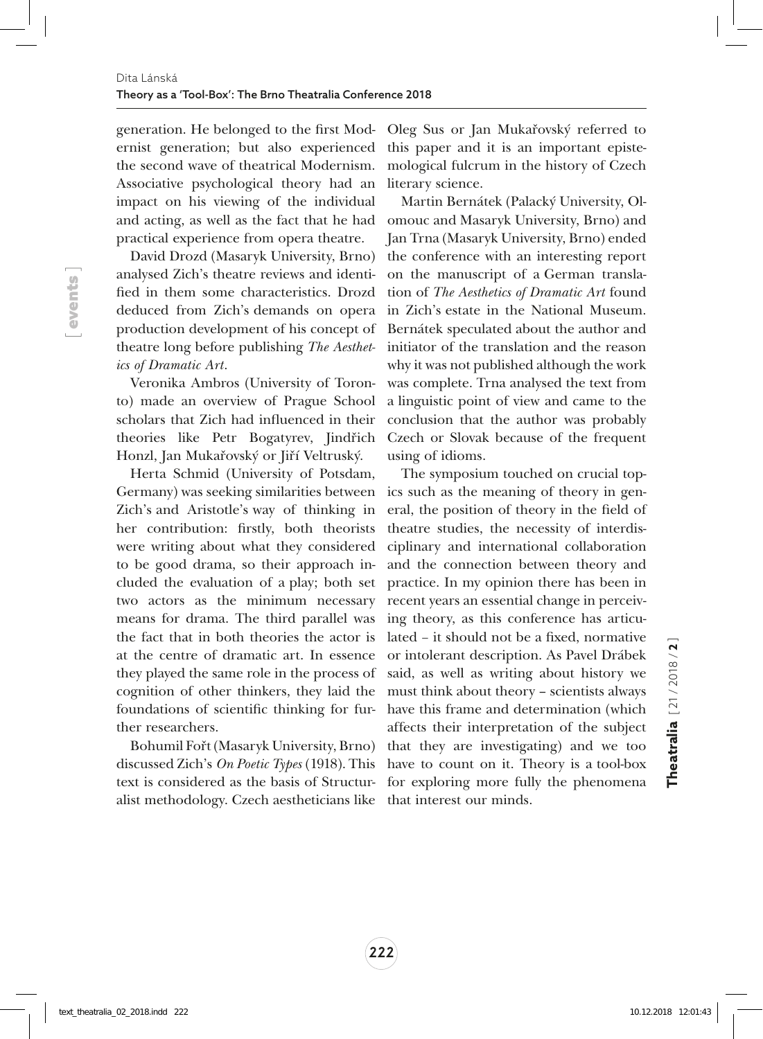generation. He belonged to the first Modernist generation; but also experienced the second wave of theatrical Modernism. Associative psychological theory had an impact on his viewing of the individual and acting, as well as the fact that he had practical experience from opera theatre.

David Drozd (Masaryk University, Brno) analysed Zich's theatre reviews and identified in them some characteristics. Drozd deduced from Zich's demands on opera production development of his concept of theatre long before publishing *The Aesthetics of Dramatic Art*.

Veronika Ambros (University of Toronto) made an overview of Prague School scholars that Zich had influenced in their theories like Petr Bogatyrev, Jindřich Honzl, Jan Mukařovský or Jiří Veltruský.

Herta Schmid (University of Potsdam, Germany) was seeking similarities between Zich's and Aristotle's way of thinking in her contribution: firstly, both theorists were writing about what they considered to be good drama, so their approach included the evaluation of a play; both set two actors as the minimum necessary means for drama. The third parallel was the fact that in both theories the actor is at the centre of dramatic art. In essence they played the same role in the process of cognition of other thinkers, they laid the foundations of scientific thinking for further researchers.

Bohumil Fořt (Masaryk University, Brno) discussed Zich's *On Poetic Types* (1918). This text is considered as the basis of Structuralist methodology. Czech aestheticians like Oleg Sus or Jan Mukařovský referred to this paper and it is an important epistemological fulcrum in the history of Czech literary science.

Martin Bernátek (Palacký University, Olomouc and Masaryk University, Brno) and Jan Trna (Masaryk University, Brno) ended the conference with an interesting report on the manuscript of a German translation of *The Aesthetics of Dramatic Art* found in Zich's estate in the National Museum. Bernátek speculated about the author and initiator of the translation and the reason why it was not published although the work was complete. Trna analysed the text from a linguistic point of view and came to the conclusion that the author was probably Czech or Slovak because of the frequent using of idioms.

The symposium touched on crucial topics such as the meaning of theory in general, the position of theory in the field of theatre studies, the necessity of interdisciplinary and international collaboration and the connection between theory and practice. In my opinion there has been in recent years an essential change in perceiving theory, as this conference has articulated – it should not be a fixed, normative or intolerant description. As Pavel Drábek said, as well as writing about history we must think about theory – scientists always have this frame and determination (which affects their interpretation of the subject that they are investigating) and we too have to count on it. Theory is a tool-box for exploring more fully the phenomena that interest our minds.